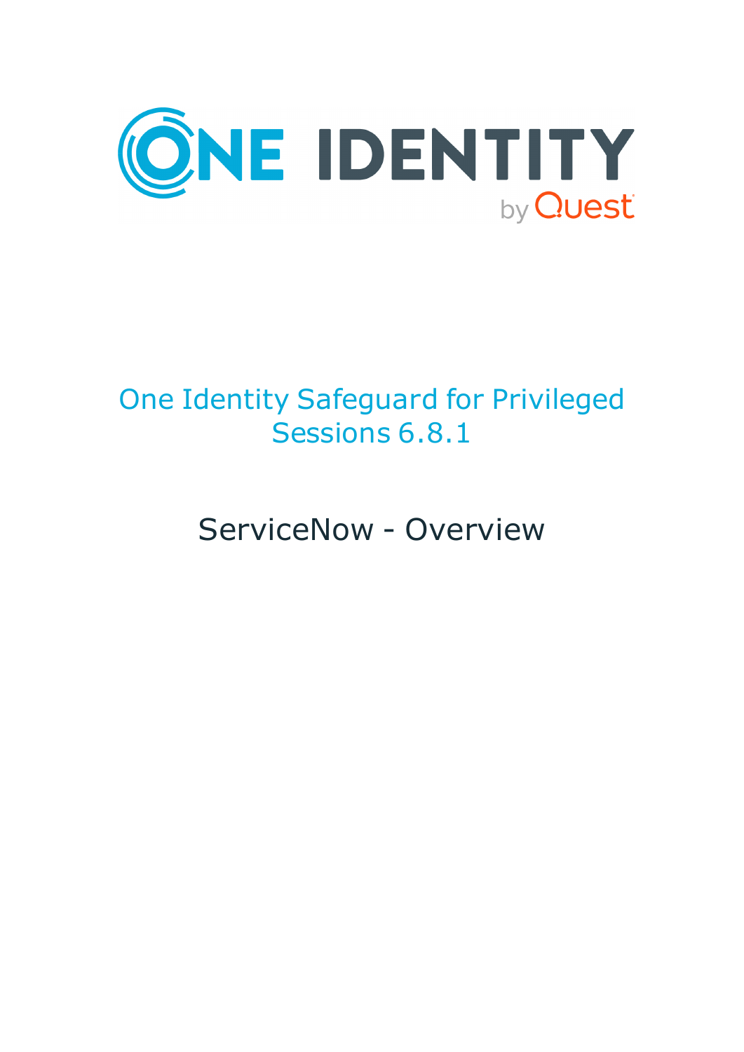ONE IDENTITY by Quest

# One Identity Safeguard for Privileged Sessions 6.8.1

## ServiceNow - Overview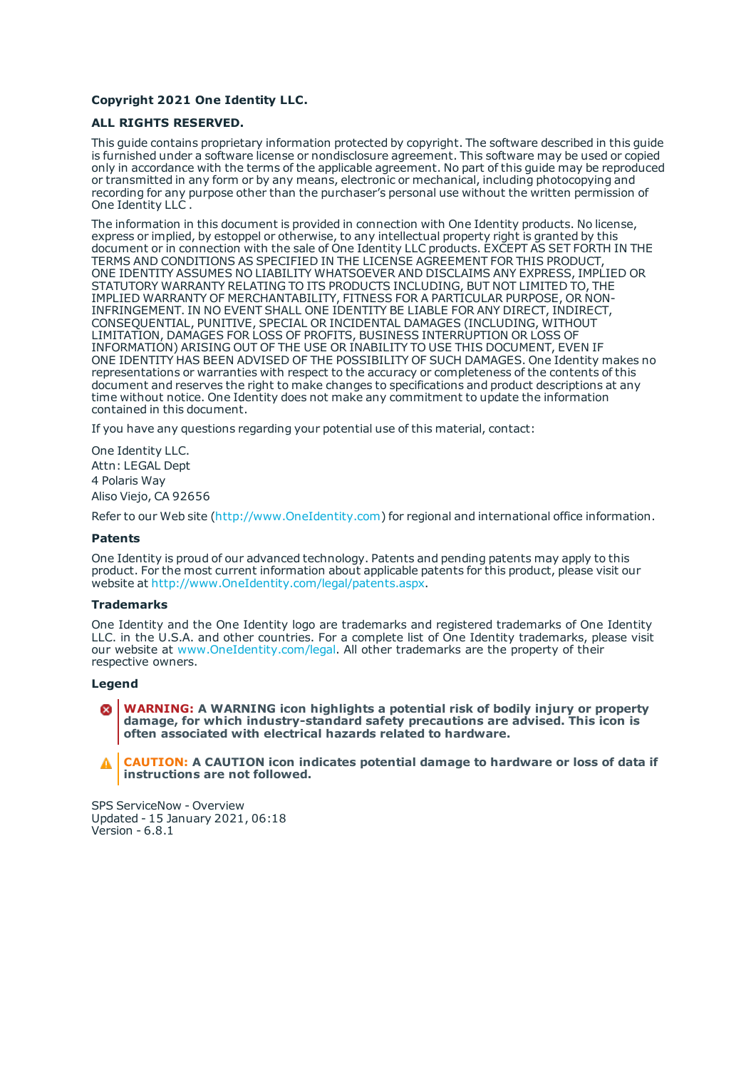**Copyright 2021 One Identity LLC.**

**ALL RIGHTS RESERVED.**

This guide contains proprietary information protected by copyright. The software described in this guide is furnished under a software license or nondisclosure agreement. This software may be used or copied only in accordance with the terms of the applicable agreement. No part of this guide may be reproduced or transmitted in any form or by any means, electronic or mechanical, including photocopying and recording for any purpose other than the purchaser's personal use without the written permission of One Identity LLC .

The information in this document is provided in connection with One Identity products. No license, express or implied, by estoppel or otherwise, to any intellectual property right is granted by this document or in connection with the sale of One Identity LLC products. EXCEPT AS SET FORTH IN THE TERMS AND CONDITIONS AS SPECIFIED IN THE LICENSE AGREEMENT FOR THIS PRODUCT, ONE IDENTITY ASSUMES NO LIABILITY WHATSOEVER AND DISCLAIMS ANY EXPRESS, IMPLIED OR STATUTORY WARRANTY RELATING TO ITS PRODUCTS INCLUDING, BUT NOT LIMITED TO, THE IMPLIED WARRANTY OF MERCHANTABILITY, FITNESS FOR A PARTICULAR PURPOSE, OR NON-INFRINGEMENT. IN NO EVENT SHALL ONE IDENTITY BE LIABLE FOR ANY DIRECT, INDIRECT, CONSEQUENTIAL, PUNITIVE, SPECIAL OR INCIDENTAL DAMAGES (INCLUDING, WITHOUT LIMITATION, DAMAGES FOR LOSS OF PROFITS, BUSINESS INTERRUPTION OR LOSS OF INFORMATION) ARISING OUT OF THE USE OR INABILITY TO USE THIS DOCUMENT, EVEN IF ONE IDENTITY HAS BEEN ADVISED OF THE POSSIBILITY OF SUCH DAMAGES. One Identity makes no representations or warranties with respect to the accuracy or completeness of the contents of this document and reserves the right to make changes to specifications and product descriptions at any time without notice. One Identity does not make any commitment to update the information contained in this document.

If you have any questions regarding your potential use of this material, contact:

One Identity LLC.
Attn: LEGAL Dept
4 Polaris Way
Aliso Viejo, CA 92656

Refer to our Web site (http://www.OneIdentity.com) for regional and international office information.

### Patents

One Identity is proud of our advanced technology. Patents and pending patents may apply to this product. For the most current information about applicable patents for this product, please visit our website at http://www.OneIdentity.com/legal/patents.aspx.

### Trademarks

One Identity and the One Identity logo are trademarks and registered trademarks of One Identity LLC. in the U.S.A. and other countries. For a complete list of One Identity trademarks, please visit our website at www.OneIdentity.com/legal. All other trademarks are the property of their respective owners.

### Legend

**WARNING: A WARNING icon highlights a potential risk of bodily injury or property damage, for which industry-standard safety precautions are advised. This icon is often associated with electrical hazards related to hardware.**

**CAUTION: A CAUTION icon indicates potential damage to hardware or loss of data if instructions are not followed.**

SPS ServiceNow - Overview
Updated - 15 January 2021, 06:18
Version - 6.8.1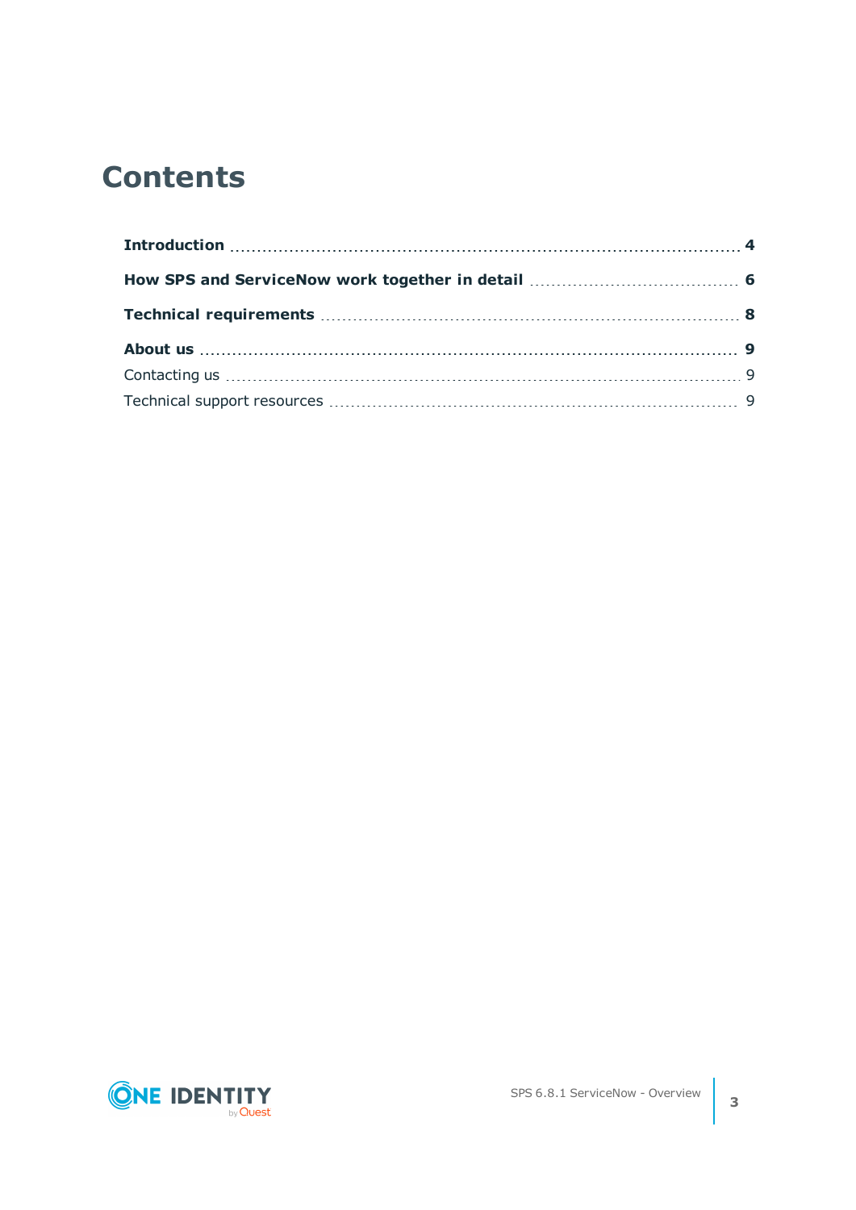# Contents

**Introduction** 4

**How SPS and ServiceNow work together in detail** 6

**Technical requirements** 8

**About us** 9

Contacting us 9

Technical support resources 9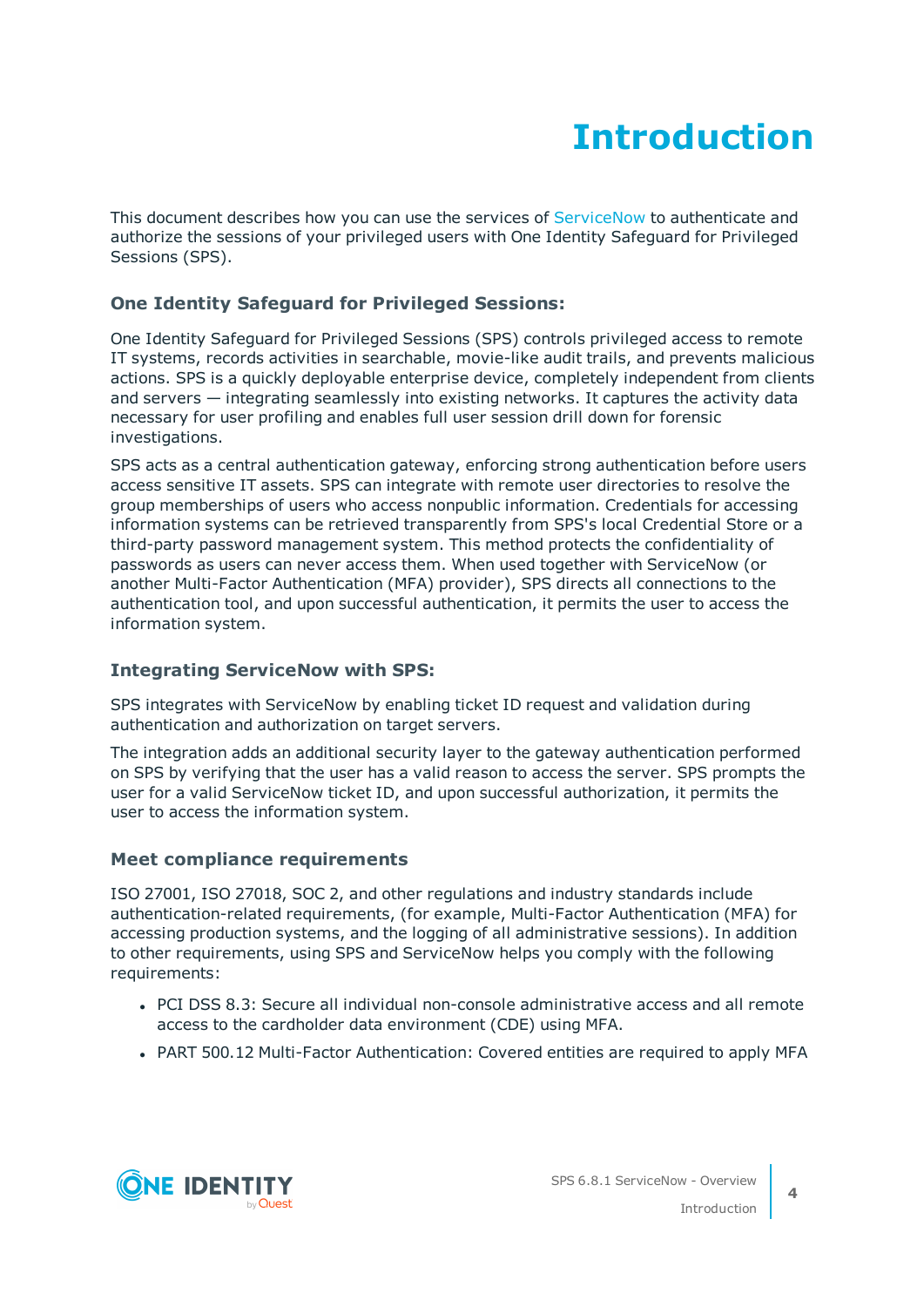# Introduction

This document describes how you can use the services of ServiceNow to authenticate and authorize the sessions of your privileged users with One Identity Safeguard for Privileged Sessions (SPS).

### One Identity Safeguard for Privileged Sessions:

One Identity Safeguard for Privileged Sessions (SPS) controls privileged access to remote IT systems, records activities in searchable, movie-like audit trails, and prevents malicious actions. SPS is a quickly deployable enterprise device, completely independent from clients and servers — integrating seamlessly into existing networks. It captures the activity data necessary for user profiling and enables full user session drill down for forensic investigations.

SPS acts as a central authentication gateway, enforcing strong authentication before users access sensitive IT assets. SPS can integrate with remote user directories to resolve the group memberships of users who access nonpublic information. Credentials for accessing information systems can be retrieved transparently from SPS's local Credential Store or a third-party password management system. This method protects the confidentiality of passwords as users can never access them. When used together with ServiceNow (or another Multi-Factor Authentication (MFA) provider), SPS directs all connections to the authentication tool, and upon successful authentication, it permits the user to access the information system.

### Integrating ServiceNow with SPS:

SPS integrates with ServiceNow by enabling ticket ID request and validation during authentication and authorization on target servers.

The integration adds an additional security layer to the gateway authentication performed on SPS by verifying that the user has a valid reason to access the server. SPS prompts the user for a valid ServiceNow ticket ID, and upon successful authorization, it permits the user to access the information system.

### Meet compliance requirements

ISO 27001, ISO 27018, SOC 2, and other regulations and industry standards include authentication-related requirements, (for example, Multi-Factor Authentication (MFA) for accessing production systems, and the logging of all administrative sessions). In addition to other requirements, using SPS and ServiceNow helps you comply with the following requirements:

- PCI DSS 8.3: Secure all individual non-console administrative access and all remote access to the cardholder data environment (CDE) using MFA.
- PART 500.12 Multi-Factor Authentication: Covered entities are required to apply MFA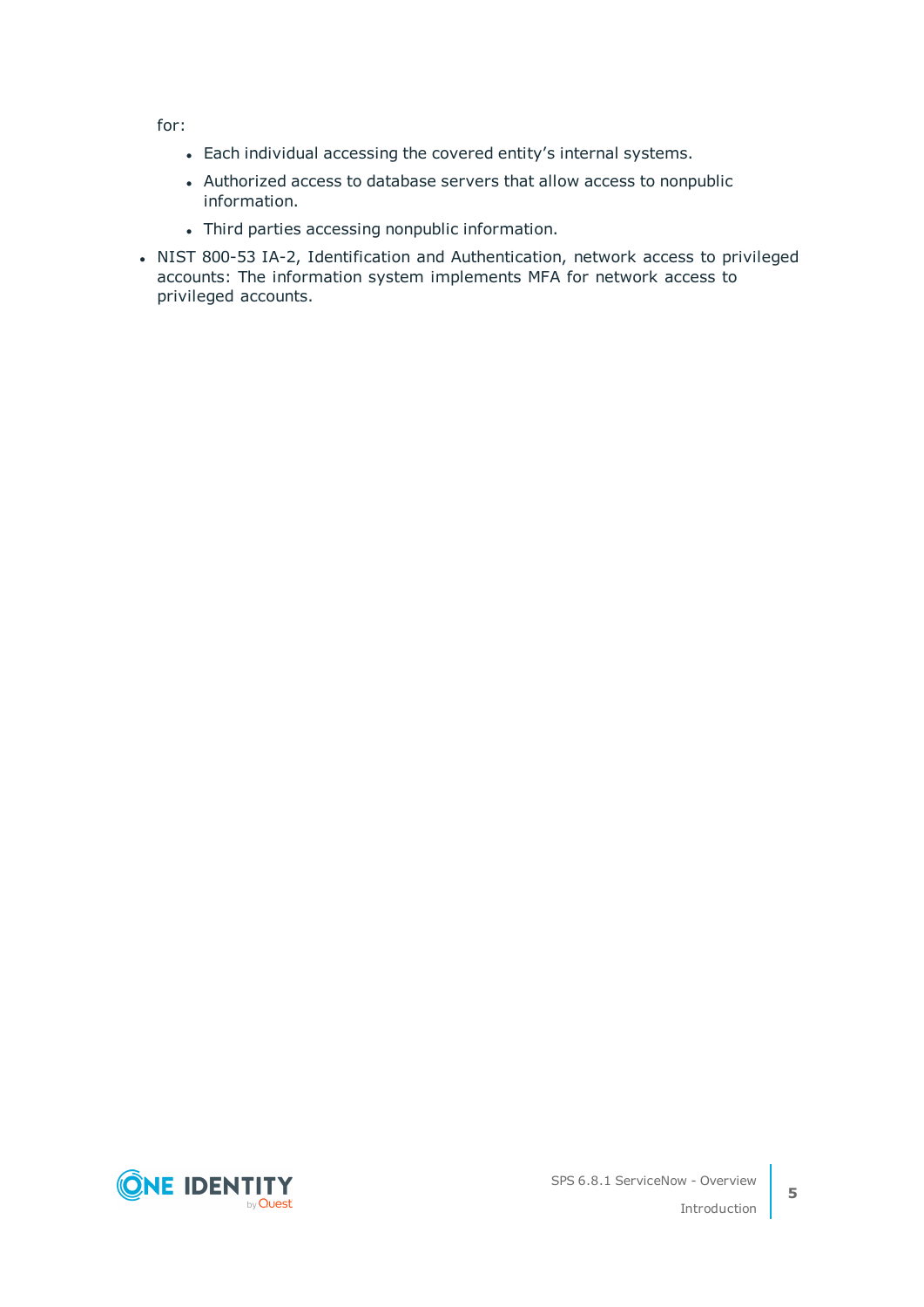for:

- Each individual accessing the covered entity’s internal systems.
- Authorized access to database servers that allow access to nonpublic information.
- Third parties accessing nonpublic information.

- NIST 800-53 IA-2, Identification and Authentication, network access to privileged accounts: The information system implements MFA for network access to privileged accounts.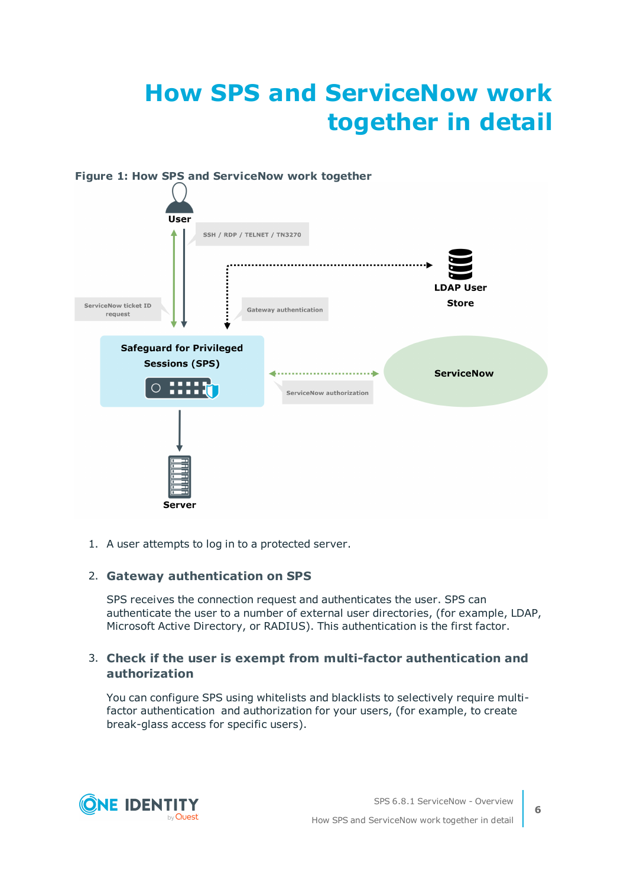# How SPS and ServiceNow work together in detail

**Figure 1: How SPS and ServiceNow work together**

1. A user attempts to log in to a protected server.

2. **Gateway authentication on SPS**

   SPS receives the connection request and authenticates the user. SPS can authenticate the user to a number of external user directories, (for example, LDAP, Microsoft Active Directory, or RADIUS). This authentication is the first factor.

3. **Check if the user is exempt from multi-factor authentication and authorization**

   You can configure SPS using whitelists and blacklists to selectively require multi-factor authentication and authorization for your users, (for example, to create break-glass access for specific users).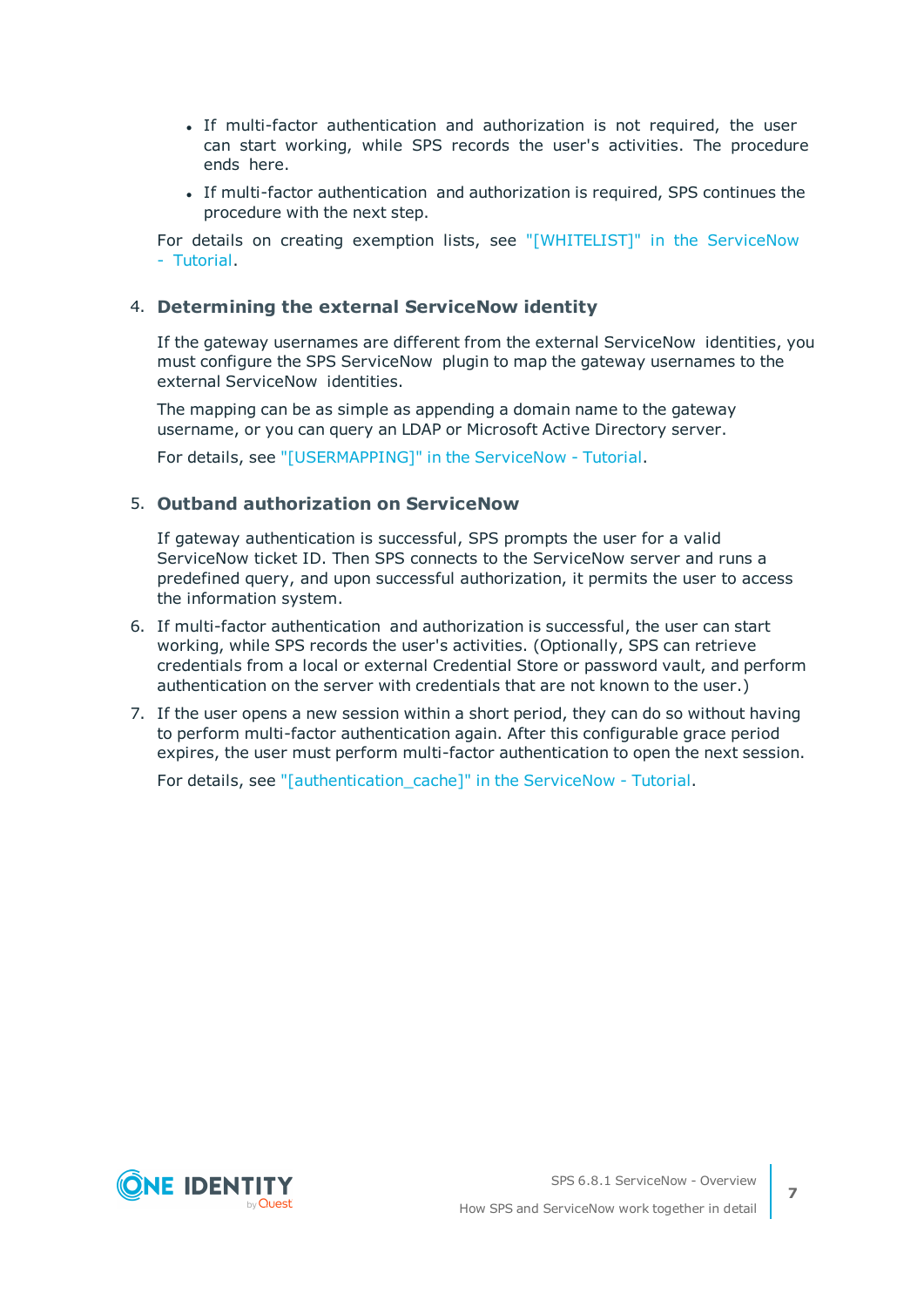- If multi-factor authentication and authorization is not required, the user can start working, while SPS records the user's activities. The procedure ends here.
- If multi-factor authentication and authorization is required, SPS continues the procedure with the next step.

For details on creating exemption lists, see "[WHITELIST]" in the ServiceNow - Tutorial.

4. **Determining the external ServiceNow identity**

   If the gateway usernames are different from the external ServiceNow identities, you must configure the SPS ServiceNow plugin to map the gateway usernames to the external ServiceNow identities.

   The mapping can be as simple as appending a domain name to the gateway username, or you can query an LDAP or Microsoft Active Directory server.

   For details, see "[USERMAPPING]" in the ServiceNow - Tutorial.

5. **Outband authorization on ServiceNow**

   If gateway authentication is successful, SPS prompts the user for a valid ServiceNow ticket ID. Then SPS connects to the ServiceNow server and runs a predefined query, and upon successful authorization, it permits the user to access the information system.

6. If multi-factor authentication and authorization is successful, the user can start working, while SPS records the user's activities. (Optionally, SPS can retrieve credentials from a local or external Credential Store or password vault, and perform authentication on the server with credentials that are not known to the user.)

7. If the user opens a new session within a short period, they can do so without having to perform multi-factor authentication again. After this configurable grace period expires, the user must perform multi-factor authentication to open the next session.

   For details, see "[authentication_cache]" in the ServiceNow - Tutorial.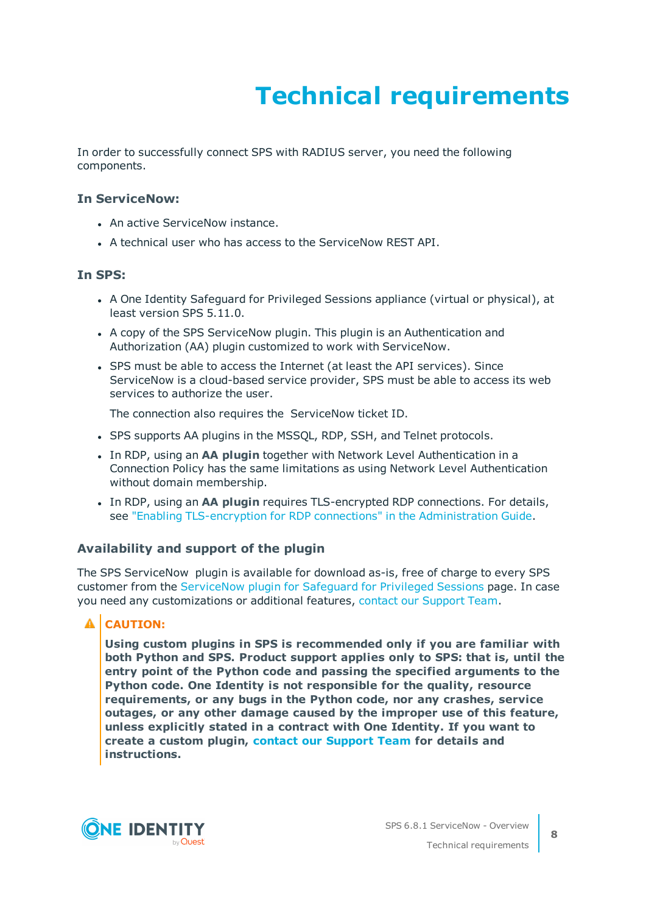# Technical requirements

In order to successfully connect SPS with RADIUS server, you need the following components.

### In ServiceNow:

- An active ServiceNow instance.
- A technical user who has access to the ServiceNow REST API.

### In SPS:

- A One Identity Safeguard for Privileged Sessions appliance (virtual or physical), at least version SPS 5.11.0.
- A copy of the SPS ServiceNow plugin. This plugin is an Authentication and Authorization (AA) plugin customized to work with ServiceNow.
- SPS must be able to access the Internet (at least the API services). Since ServiceNow is a cloud-based service provider, SPS must be able to access its web services to authorize the user.

  The connection also requires the ServiceNow ticket ID.
- SPS supports AA plugins in the MSSQL, RDP, SSH, and Telnet protocols.
- In RDP, using an **AA plugin** together with Network Level Authentication in a Connection Policy has the same limitations as using Network Level Authentication without domain membership.
- In RDP, using an **AA plugin** requires TLS-encrypted RDP connections. For details, see "Enabling TLS-encryption for RDP connections" in the Administration Guide.

### Availability and support of the plugin

The SPS ServiceNow plugin is available for download as-is, free of charge to every SPS customer from the ServiceNow plugin for Safeguard for Privileged Sessions page. In case you need any customizations or additional features, contact our Support Team.

> **CAUTION:**
>
> **Using custom plugins in SPS is recommended only if you are familiar with both Python and SPS. Product support applies only to SPS: that is, until the entry point of the Python code and passing the specified arguments to the Python code. One Identity is not responsible for the quality, resource requirements, or any bugs in the Python code, nor any crashes, service outages, or any other damage caused by the improper use of this feature, unless explicitly stated in a contract with One Identity. If you want to create a custom plugin, contact our Support Team for details and instructions.**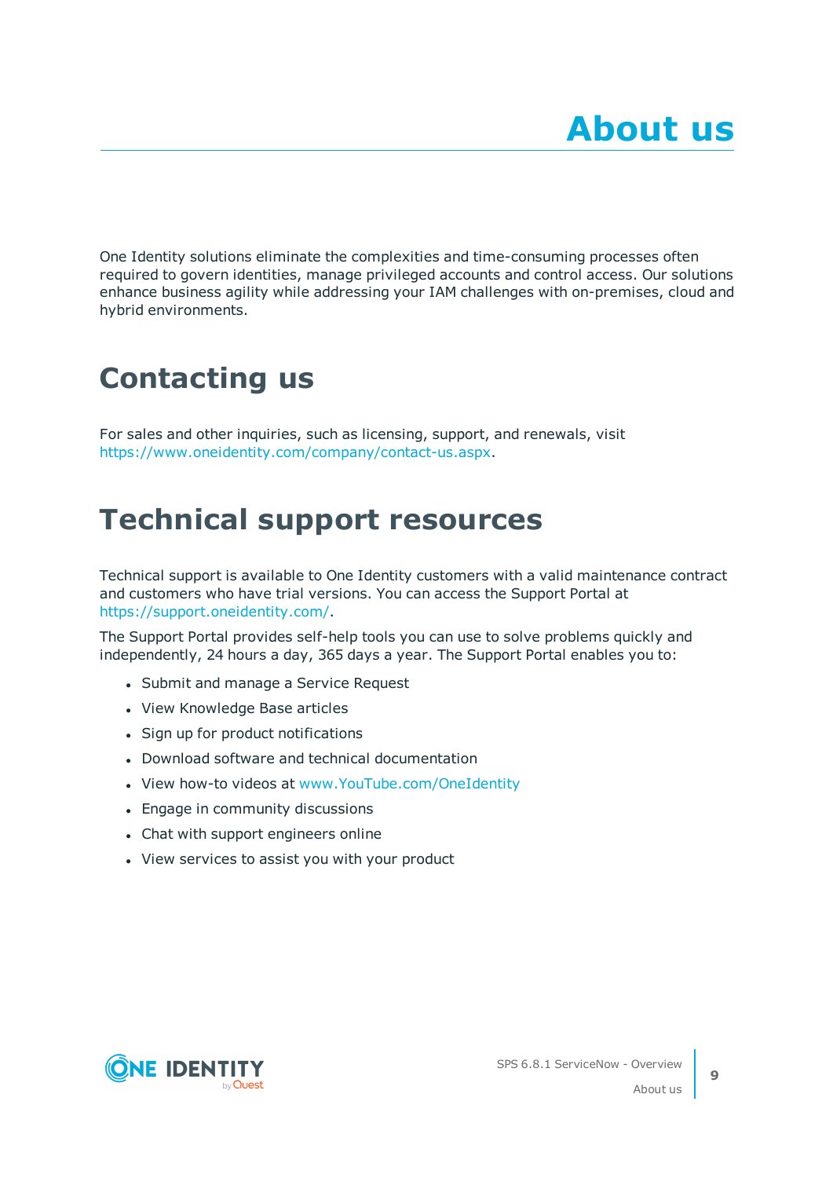# About us

One Identity solutions eliminate the complexities and time-consuming processes often required to govern identities, manage privileged accounts and control access. Our solutions enhance business agility while addressing your IAM challenges with on-premises, cloud and hybrid environments.

## Contacting us

For sales and other inquiries, such as licensing, support, and renewals, visit https://www.oneidentity.com/company/contact-us.aspx.

## Technical support resources

Technical support is available to One Identity customers with a valid maintenance contract and customers who have trial versions. You can access the Support Portal at https://support.oneidentity.com/.

The Support Portal provides self-help tools you can use to solve problems quickly and independently, 24 hours a day, 365 days a year. The Support Portal enables you to:

- Submit and manage a Service Request
- View Knowledge Base articles
- Sign up for product notifications
- Download software and technical documentation
- View how-to videos at www.YouTube.com/OneIdentity
- Engage in community discussions
- Chat with support engineers online
- View services to assist you with your product